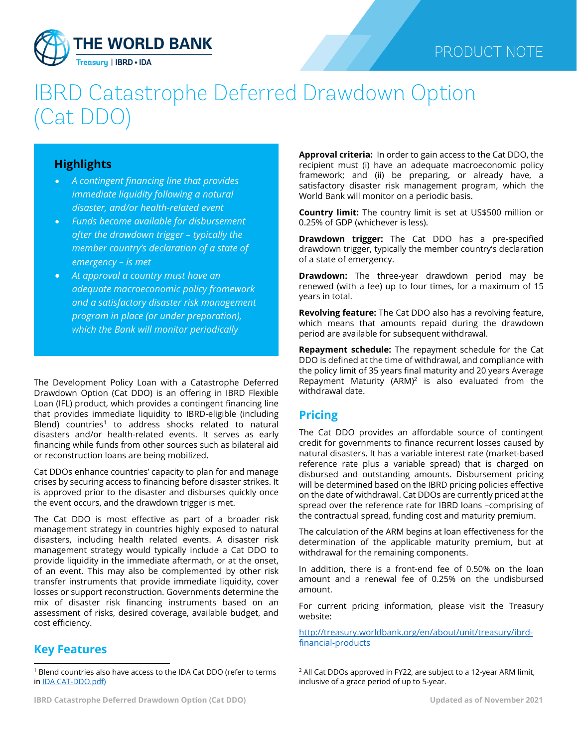# IBRD Catastrophe Deferred Drawdown Option (Cat DDO)

PRODUCT NOTE

## Highlights

- *A contingent financing line that provides immediate liquidity following a natural disaster, and/or health-related event*
- *Funds become available for disbursement after the drawdown trigger – typically the member country's declaration of a state of emergency – is met*
- *At approval a country must have an adequate macroeconomic policy framework and a satisfactory disaster risk management program in place (or under preparation), which the Bank will monitor periodically*

The Development Policy Loan with a Catastrophe Deferred Drawdown Option (Cat DDO) is an offering in IBRD Flexible Loan (IFL) product, which provides a contingent financing line that provides immediate liquidity to IBRD-eligible (including Blend) countries[1] to address shocks related to natural disasters and/or health-related events. It serves as early financing while funds from other sources such as bilateral aid or reconstruction loans are being mobilized.

Cat DDOs enhance countries' capacity to plan for and manage crises by securing access to financing before disaster strikes. It is approved prior to the disaster and disburses quickly once the event occurs, and the drawdown trigger is met.

The Cat DDO is most effective as part of a broader risk management strategy in countries highly exposed to natural disasters, including health related events. A disaster risk management strategy would typically include a Cat DDO to provide liquidity in the immediate aftermath, or at the onset, of an event. This may also be complemented by other risk transfer instruments that provide immediate liquidity, cover losses or support reconstruction. Governments determine the mix of disaster risk financing instruments based on an assessment of risks, desired coverage, available budget, and cost efficiency.

## Key Features

**Approval criteria:** In order to gain access to the Cat DDO, the recipient must (i) have an adequate macroeconomic policy framework; and (ii) be preparing, or already have, a satisfactory disaster risk management program, which the World Bank will monitor on a periodic basis.

**Country limit:** The country limit is set at US$500 million or 0.25% of GDP (whichever is less).

**Drawdown trigger:** The Cat DDO has a pre-specified drawdown trigger, typically the member country's declaration of a state of emergency.

**Drawdown:** The three-year drawdown period may be renewed (with a fee) up to four times, for a maximum of 15 years in total.

**Revolving feature:** The Cat DDO also has a revolving feature, which means that amounts repaid during the drawdown period are available for subsequent withdrawal.

**Repayment schedule:** The repayment schedule for the Cat DDO is defined at the time of withdrawal, and compliance with the policy limit of 35 years final maturity and 20 years Average Repayment Maturity (ARM)[2] is also evaluated from the withdrawal date.

## Pricing

The Cat DDO provides an affordable source of contingent credit for governments to finance recurrent losses caused by natural disasters. It has a variable interest rate (market-based reference rate plus a variable spread) that is charged on disbursed and outstanding amounts. Disbursement pricing will be determined based on the IBRD pricing policies effective on the date of withdrawal. Cat DDOs are currently priced at the spread over the reference rate for IBRD loans –comprising of the contractual spread, funding cost and maturity premium.

The calculation of the ARM begins at loan effectiveness for the determination of the applicable maturity premium, but at withdrawal for the remaining components.

In addition, there is a front-end fee of 0.50% on the loan amount and a renewal fee of 0.25% on the undisbursed amount.

For current pricing information, please visit the Treasury website:

[http://treasury.worldbank.org/en/about/unit/treasury/ibrd-financial-products](http://treasury.worldbank.org/en/about/unit/treasury/ibrd-financial-products)

---

[1] Blend countries also have access to the IDA Cat DDO (refer to terms in [IDA CAT-DDO.pdf)](IDA CAT-DDO.pdf)

[2] All Cat DDOs approved in FY22, are subject to a 12-year ARM limit, inclusive of a grace period of up to 5-year.

Updated as of November 2021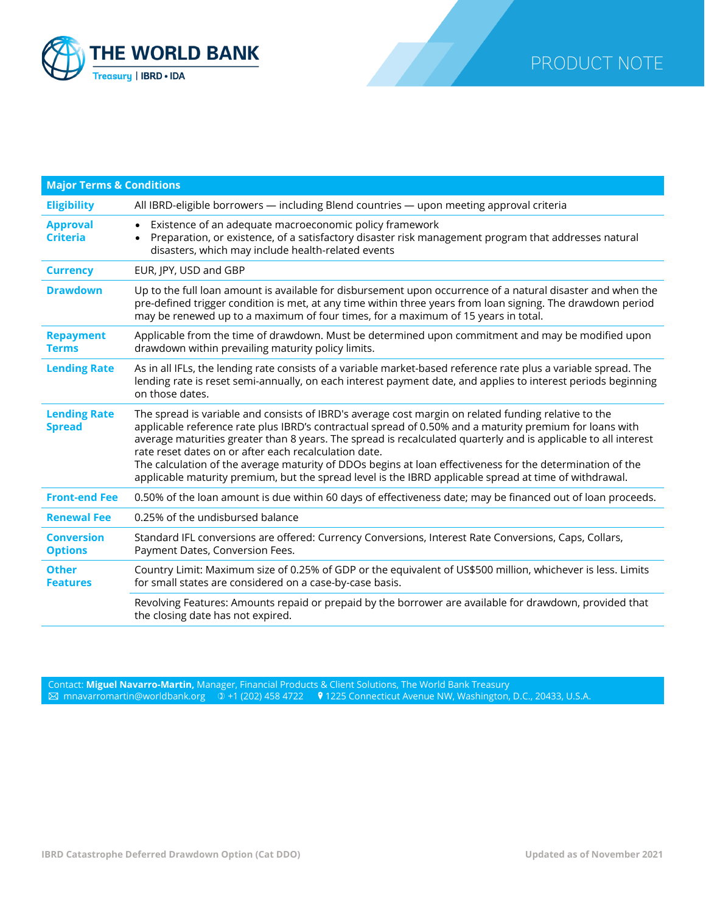| Major Terms & Conditions | |
|---|---|
| **Eligibility** | All IBRD-eligible borrowers — including Blend countries — upon meeting approval criteria |
| **Approval Criteria** | • Existence of an adequate macroeconomic policy framework<br>• Preparation, or existence, of a satisfactory disaster risk management program that addresses natural disasters, which may include health-related events |
| **Currency** | EUR, JPY, USD and GBP |
| **Drawdown** | Up to the full loan amount is available for disbursement upon occurrence of a natural disaster and when the pre-defined trigger condition is met, at any time within three years from loan signing. The drawdown period may be renewed up to a maximum of four times, for a maximum of 15 years in total. |
| **Repayment Terms** | Applicable from the time of drawdown. Must be determined upon commitment and may be modified upon drawdown within prevailing maturity policy limits. |
| **Lending Rate** | As in all IFLs, the lending rate consists of a variable market-based reference rate plus a variable spread. The lending rate is reset semi-annually, on each interest payment date, and applies to interest periods beginning on those dates. |
| **Lending Rate Spread** | The spread is variable and consists of IBRD's average cost margin on related funding relative to the applicable reference rate plus IBRD's contractual spread of 0.50% and a maturity premium for loans with average maturities greater than 8 years. The spread is recalculated quarterly and is applicable to all interest rate reset dates on or after each recalculation date.<br>The calculation of the average maturity of DDOs begins at loan effectiveness for the determination of the applicable maturity premium, but the spread level is the IBRD applicable spread at time of withdrawal. |
| **Front-end Fee** | 0.50% of the loan amount is due within 60 days of effectiveness date; may be financed out of loan proceeds. |
| **Renewal Fee** | 0.25% of the undisbursed balance |
| **Conversion Options** | Standard IFL conversions are offered: Currency Conversions, Interest Rate Conversions, Caps, Collars, Payment Dates, Conversion Fees. |
| **Other Features** | Country Limit: Maximum size of 0.25% of GDP or the equivalent of US$500 million, whichever is less. Limits for small states are considered on a case-by-case basis. |
| | Revolving Features: Amounts repaid or prepaid by the borrower are available for drawdown, provided that the closing date has not expired. |

Contact: **Miguel Navarro-Martin,** Manager, Financial Products & Client Solutions, The World Bank Treasury
mnavarromartin@worldbank.org +1 (202) 458 4722 1225 Connecticut Avenue NW, Washington, D.C., 20433, U.S.A.